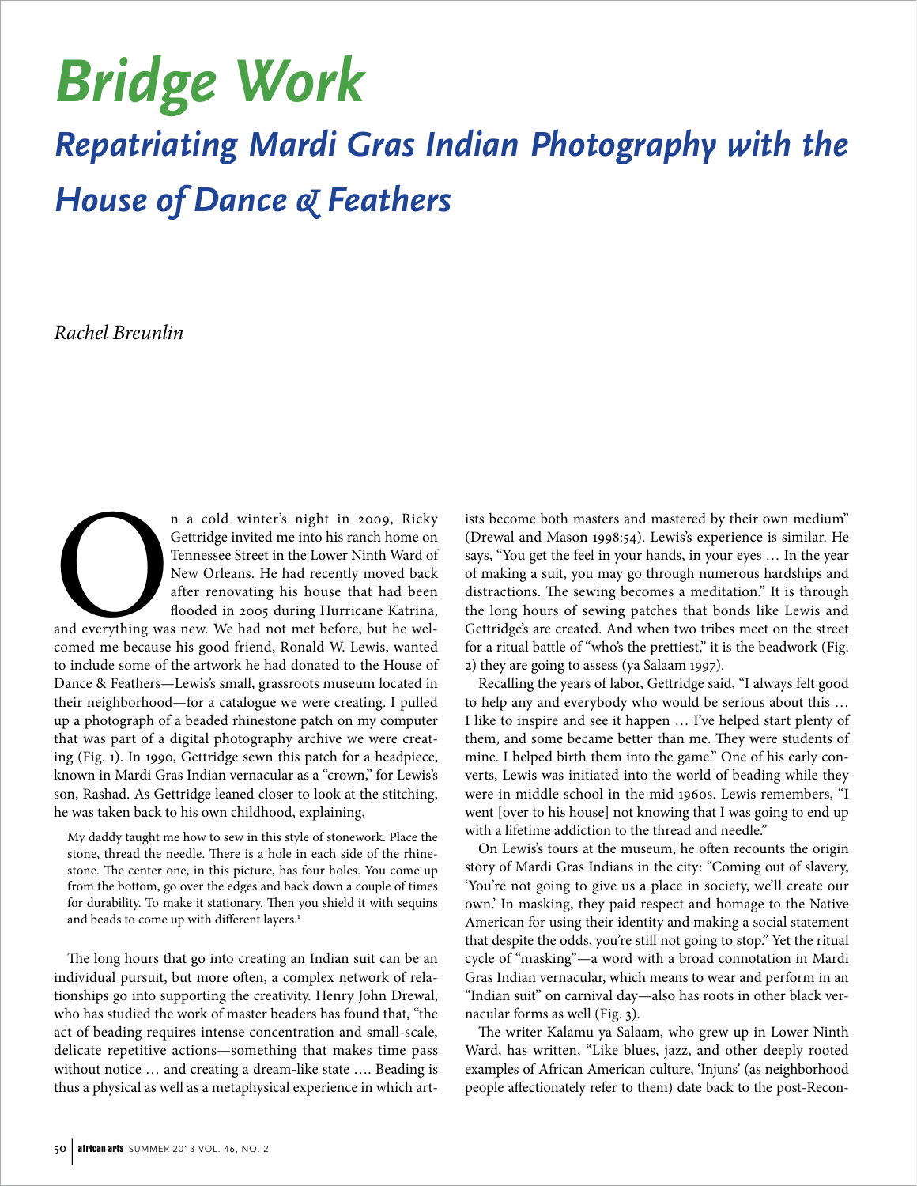# Bridge Work

## Repatriating Mardi Gras Indian Photography with the House of Dance & Feathers

*Rachel Breunlin*

On a cold winter's night in 2009, Ricky Gettridge invited me into his ranch home on Tennessee Street in the Lower Ninth Ward of New Orleans. He had recently moved back after renovating his house that had been flooded in 2005 during Hurricane Katrina, and everything was new. We had not met before, but he welcomed me because his good friend, Ronald W. Lewis, wanted to include some of the artwork he had donated to the House of Dance & Feathers—Lewis's small, grassroots museum located in their neighborhood—for a catalogue we were creating. I pulled up a photograph of a beaded rhinestone patch on my computer that was part of a digital photography archive we were creating (Fig. 1). In 1990, Gettridge sewn this patch for a headpiece, known in Mardi Gras Indian vernacular as a "crown," for Lewis's son, Rashad. As Gettridge leaned closer to look at the stitching, he was taken back to his own childhood, explaining,

> My daddy taught me how to sew in this style of stonework. Place the stone, thread the needle. There is a hole in each side of the rhinestone. The center one, in this picture, has four holes. You come up from the bottom, go over the edges and back down a couple of times for durability. To make it stationary. Then you shield it with sequins and beads to come up with different layers.[1]

The long hours that go into creating an Indian suit can be an individual pursuit, but more often, a complex network of relationships go into supporting the creativity. Henry John Drewal, who has studied the work of master beaders has found that, "the act of beading requires intense concentration and small-scale, delicate repetitive actions—something that makes time pass without notice … and creating a dream-like state …. Beading is thus a physical as well as a metaphysical experience in which artists become both masters and mastered by their own medium" (Drewal and Mason 1998:54). Lewis's experience is similar. He says, "You get the feel in your hands, in your eyes … In the year of making a suit, you may go through numerous hardships and distractions. The sewing becomes a meditation." It is through the long hours of sewing patches that bonds like Lewis and Gettridge's are created. And when two tribes meet on the street for a ritual battle of "who's the prettiest," it is the beadwork (Fig. 2) they are going to assess (ya Salaam 1997).

Recalling the years of labor, Gettridge said, "I always felt good to help any and everybody who would be serious about this … I like to inspire and see it happen … I've helped start plenty of them, and some became better than me. They were students of mine. I helped birth them into the game." One of his early converts, Lewis was initiated into the world of beading while they were in middle school in the mid 1960s. Lewis remembers, "I went [over to his house] not knowing that I was going to end up with a lifetime addiction to the thread and needle."

On Lewis's tours at the museum, he often recounts the origin story of Mardi Gras Indians in the city: "Coming out of slavery, 'You're not going to give us a place in society, we'll create our own.' In masking, they paid respect and homage to the Native American for using their identity and making a social statement that despite the odds, you're still not going to stop." Yet the ritual cycle of "masking"—a word with a broad connotation in Mardi Gras Indian vernacular, which means to wear and perform in an "Indian suit" on carnival day—also has roots in other black vernacular forms as well (Fig. 3).

The writer Kalamu ya Salaam, who grew up in Lower Ninth Ward, has written, "Like blues, jazz, and other deeply rooted examples of African American culture, 'Injuns' (as neighborhood people affectionately refer to them) date back to the post-Recon-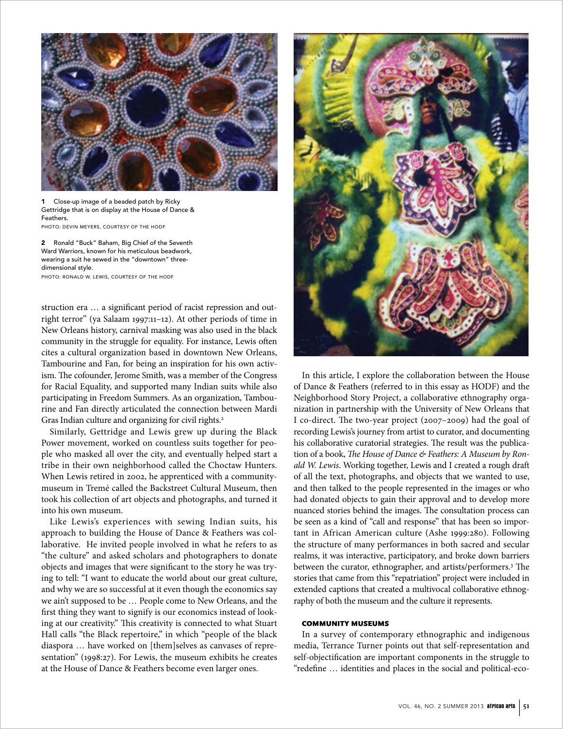1 Close-up image of a beaded patch by Ricky Gettridge that is on display at the House of Dance & Feathers.
PHOTO: DEVIN MEYERS, COURTESY OF THE HODF

2 Ronald "Buck" Baham, Big Chief of the Seventh Ward Warriors, known for his meticulous beadwork, wearing a suit he sewed in the "downtown" three-dimensional style.
PHOTO: RONALD W. LEWIS, COURTESY OF THE HODF

struction era … a significant period of racist repression and outright terror" (ya Salaam 1997:11–12). At other periods of time in New Orleans history, carnival masking was also used in the black community in the struggle for equality. For instance, Lewis often cites a cultural organization based in downtown New Orleans, Tambourine and Fan, for being an inspiration for his own activism. The cofounder, Jerome Smith, was a member of the Congress for Racial Equality, and supported many Indian suits while also participating in Freedom Summers. As an organization, Tambourine and Fan directly articulated the connection between Mardi Gras Indian culture and organizing for civil rights.[2]

Similarly, Gettridge and Lewis grew up during the Black Power movement, worked on countless suits together for people who masked all over the city, and eventually helped start a tribe in their own neighborhood called the Choctaw Hunters. When Lewis retired in 2002, he apprenticed with a community-museum in Tremé called the Backstreet Cultural Museum, then took his collection of art objects and photographs, and turned it into his own museum.

Like Lewis's experiences with sewing Indian suits, his approach to building the House of Dance & Feathers was collaborative. He invited people involved in what he refers to as "the culture" and asked scholars and photographers to donate objects and images that were significant to the story he was trying to tell: "I want to educate the world about our great culture, and why we are so successful at it even though the economics say we ain't supposed to be … People come to New Orleans, and the first thing they want to signify is our economics instead of looking at our creativity." This creativity is connected to what Stuart Hall calls "the Black repertoire," in which "people of the black diaspora … have worked on [them]selves as canvases of representation" (1998:27). For Lewis, the museum exhibits he creates at the House of Dance & Feathers become even larger ones.

In this article, I explore the collaboration between the House of Dance & Feathers (referred to in this essay as HODF) and the Neighborhood Story Project, a collaborative ethnography organization in partnership with the University of New Orleans that I co-direct. The two-year project (2007–2009) had the goal of recording Lewis's journey from artist to curator, and documenting his collaborative curatorial strategies. The result was the publication of a book, *The House of Dance & Feathers: A Museum by Ronald W. Lewis*. Working together, Lewis and I created a rough draft of all the text, photographs, and objects that we wanted to use, and then talked to the people represented in the images or who had donated objects to gain their approval and to develop more nuanced stories behind the images. The consultation process can be seen as a kind of "call and response" that has been so important in African American culture (Ashe 1999:280). Following the structure of many performances in both sacred and secular realms, it was interactive, participatory, and broke down barriers between the curator, ethnographer, and artists/performers.[3] The stories that came from this "repatriation" project were included in extended captions that created a multivocal collaborative ethnography of both the museum and the culture it represents.

## COMMUNITY MUSEUMS

In a survey of contemporary ethnographic and indigenous media, Terrance Turner points out that self-representation and self-objectification are important components in the struggle to "redefine … identities and places in the social and political-eco-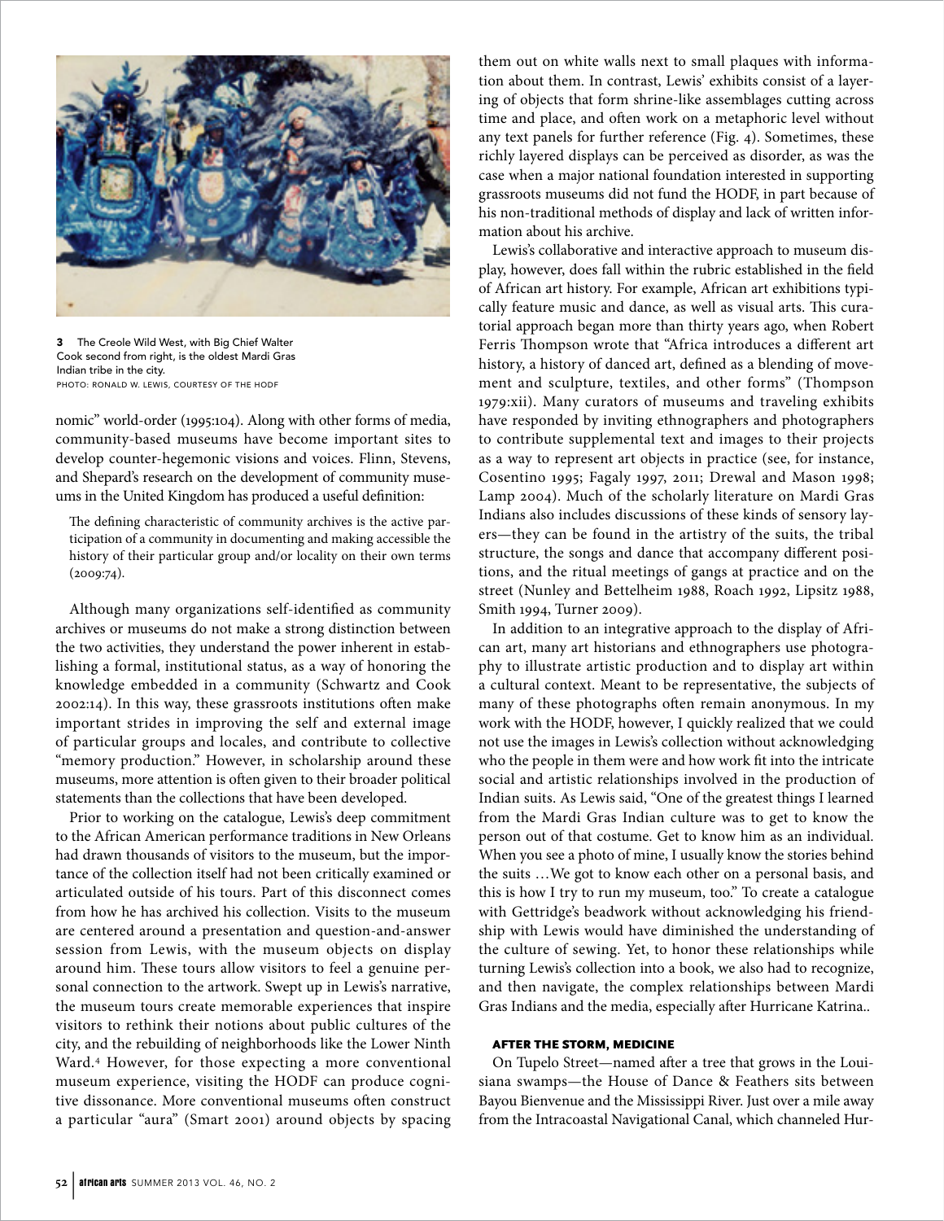3 The Creole Wild West, with Big Chief Walter Cook second from right, is the oldest Mardi Gras Indian tribe in the city.
PHOTO: RONALD W. LEWIS, COURTESY OF THE HODF

nomic" world-order (1995:104). Along with other forms of media, community-based museums have become important sites to develop counter-hegemonic visions and voices. Flinn, Stevens, and Shepard's research on the development of community museums in the United Kingdom has produced a useful definition:

> The defining characteristic of community archives is the active participation of a community in documenting and making accessible the history of their particular group and/or locality on their own terms (2009:74).

Although many organizations self-identified as community archives or museums do not make a strong distinction between the two activities, they understand the power inherent in establishing a formal, institutional status, as a way of honoring the knowledge embedded in a community (Schwartz and Cook 2002:14). In this way, these grassroots institutions often make important strides in improving the self and external image of particular groups and locales, and contribute to collective "memory production." However, in scholarship around these museums, more attention is often given to their broader political statements than the collections that have been developed.

Prior to working on the catalogue, Lewis's deep commitment to the African American performance traditions in New Orleans had drawn thousands of visitors to the museum, but the importance of the collection itself had not been critically examined or articulated outside of his tours. Part of this disconnect comes from how he has archived his collection. Visits to the museum are centered around a presentation and question-and-answer session from Lewis, with the museum objects on display around him. These tours allow visitors to feel a genuine personal connection to the artwork. Swept up in Lewis's narrative, the museum tours create memorable experiences that inspire visitors to rethink their notions about public cultures of the city, and the rebuilding of neighborhoods like the Lower Ninth Ward.[4] However, for those expecting a more conventional museum experience, visiting the HODF can produce cognitive dissonance. More conventional museums often construct a particular "aura" (Smart 2001) around objects by spacing them out on white walls next to small plaques with information about them. In contrast, Lewis' exhibits consist of a layering of objects that form shrine-like assemblages cutting across time and place, and often work on a metaphoric level without any text panels for further reference (Fig. 4). Sometimes, these richly layered displays can be perceived as disorder, as was the case when a major national foundation interested in supporting grassroots museums did not fund the HODF, in part because of his non-traditional methods of display and lack of written information about his archive.

Lewis's collaborative and interactive approach to museum display, however, does fall within the rubric established in the field of African art history. For example, African art exhibitions typically feature music and dance, as well as visual arts. This curatorial approach began more than thirty years ago, when Robert Ferris Thompson wrote that "Africa introduces a different art history, a history of danced art, defined as a blending of movement and sculpture, textiles, and other forms" (Thompson 1979:xii). Many curators of museums and traveling exhibits have responded by inviting ethnographers and photographers to contribute supplemental text and images to their projects as a way to represent art objects in practice (see, for instance, Cosentino 1995; Fagaly 1997, 2011; Drewal and Mason 1998; Lamp 2004). Much of the scholarly literature on Mardi Gras Indians also includes discussions of these kinds of sensory layers—they can be found in the artistry of the suits, the tribal structure, the songs and dance that accompany different positions, and the ritual meetings of gangs at practice and on the street (Nunley and Bettelheim 1988, Roach 1992, Lipsitz 1988, Smith 1994, Turner 2009).

In addition to an integrative approach to the display of African art, many art historians and ethnographers use photography to illustrate artistic production and to display art within a cultural context. Meant to be representative, the subjects of many of these photographs often remain anonymous. In my work with the HODF, however, I quickly realized that we could not use the images in Lewis's collection without acknowledging who the people in them were and how work fit into the intricate social and artistic relationships involved in the production of Indian suits. As Lewis said, "One of the greatest things I learned from the Mardi Gras Indian culture was to get to know the person out of that costume. Get to know him as an individual. When you see a photo of mine, I usually know the stories behind the suits …We got to know each other on a personal basis, and this is how I try to run my museum, too." To create a catalogue with Gettridge's beadwork without acknowledging his friendship with Lewis would have diminished the understanding of the culture of sewing. Yet, to honor these relationships while turning Lewis's collection into a book, we also had to recognize, and then navigate, the complex relationships between Mardi Gras Indians and the media, especially after Hurricane Katrina..

## AFTER THE STORM, MEDICINE

On Tupelo Street—named after a tree that grows in the Louisiana swamps—the House of Dance & Feathers sits between Bayou Bienvenue and the Mississippi River. Just over a mile away from the Intracoastal Navigational Canal, which channeled Hur-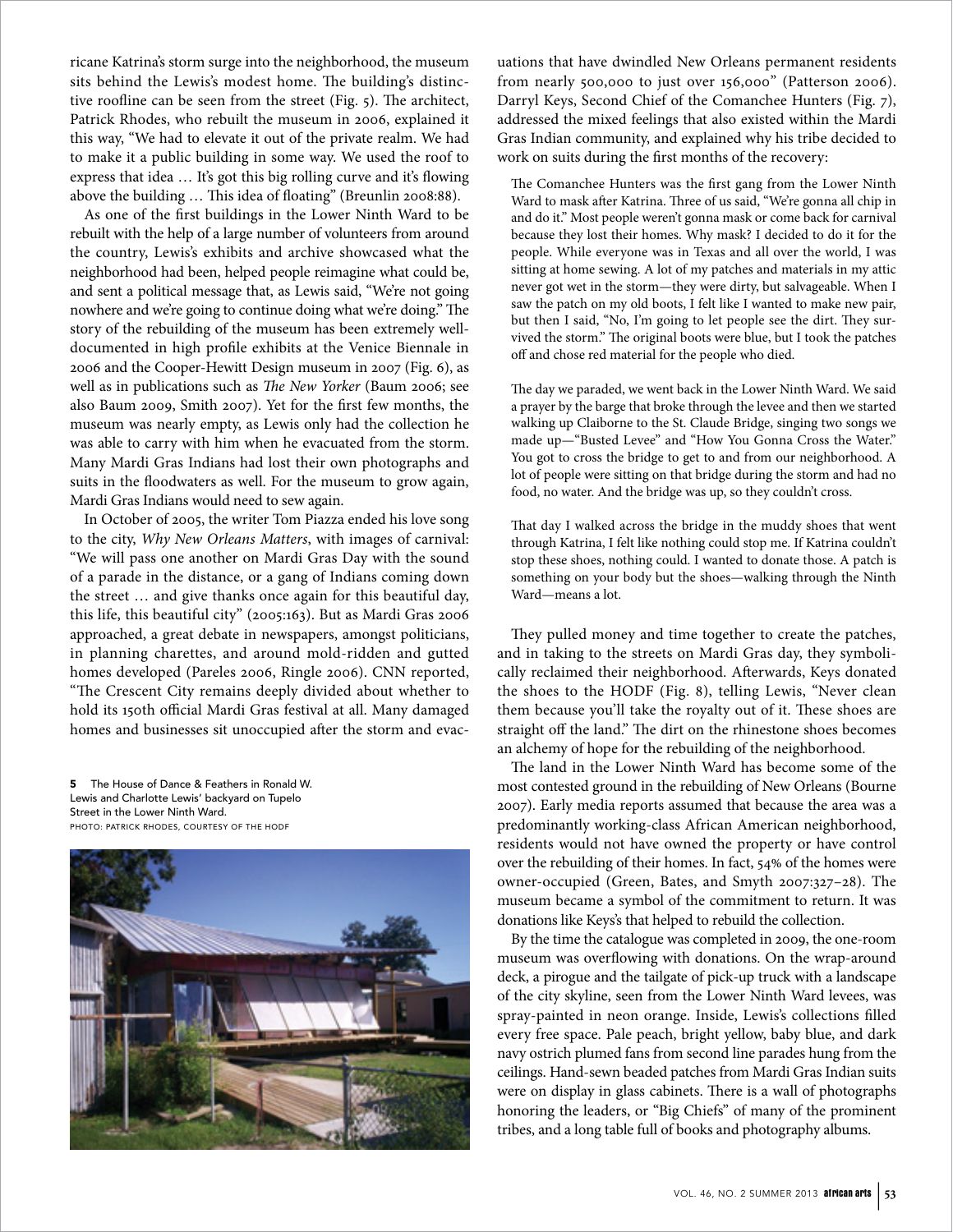ricane Katrina's storm surge into the neighborhood, the museum sits behind the Lewis's modest home. The building's distinctive roofline can be seen from the street (Fig. 5). The architect, Patrick Rhodes, who rebuilt the museum in 2006, explained it this way, "We had to elevate it out of the private realm. We had to make it a public building in some way. We used the roof to express that idea … It's got this big rolling curve and it's flowing above the building … This idea of floating" (Breunlin 2008:88).

As one of the first buildings in the Lower Ninth Ward to be rebuilt with the help of a large number of volunteers from around the country, Lewis's exhibits and archive showcased what the neighborhood had been, helped people reimagine what could be, and sent a political message that, as Lewis said, "We're not going nowhere and we're going to continue doing what we're doing." The story of the rebuilding of the museum has been extremely well-documented in high profile exhibits at the Venice Biennale in 2006 and the Cooper-Hewitt Design museum in 2007 (Fig. 6), as well as in publications such as *The New Yorker* (Baum 2006; see also Baum 2009, Smith 2007). Yet for the first few months, the museum was nearly empty, as Lewis only had the collection he was able to carry with him when he evacuated from the storm. Many Mardi Gras Indians had lost their own photographs and suits in the floodwaters as well. For the museum to grow again, Mardi Gras Indians would need to sew again.

In October of 2005, the writer Tom Piazza ended his love song to the city, *Why New Orleans Matters*, with images of carnival: "We will pass one another on Mardi Gras Day with the sound of a parade in the distance, or a gang of Indians coming down the street … and give thanks once again for this beautiful day, this life, this beautiful city" (2005:163). But as Mardi Gras 2006 approached, a great debate in newspapers, amongst politicians, in planning charettes, and around mold-ridden and gutted homes developed (Pareles 2006, Ringle 2006). CNN reported, "The Crescent City remains deeply divided about whether to hold its 150th official Mardi Gras festival at all. Many damaged homes and businesses sit unoccupied after the storm and evacuations that have dwindled New Orleans permanent residents from nearly 500,000 to just over 156,000" (Patterson 2006). Darryl Keys, Second Chief of the Comanchee Hunters (Fig. 7), addressed the mixed feelings that also existed within the Mardi Gras Indian community, and explained why his tribe decided to work on suits during the first months of the recovery:

> The Comanchee Hunters was the first gang from the Lower Ninth Ward to mask after Katrina. Three of us said, "We're gonna all chip in and do it." Most people weren't gonna mask or come back for carnival because they lost their homes. Why mask? I decided to do it for the people. While everyone was in Texas and all over the world, I was sitting at home sewing. A lot of my patches and materials in my attic never got wet in the storm—they were dirty, but salvageable. When I saw the patch on my old boots, I felt like I wanted to make new pair, but then I said, "No, I'm going to let people see the dirt. They survived the storm." The original boots were blue, but I took the patches off and chose red material for the people who died.
>
> The day we paraded, we went back in the Lower Ninth Ward. We said a prayer by the barge that broke through the levee and then we started walking up Claiborne to the St. Claude Bridge, singing two songs we made up—"Busted Levee" and "How You Gonna Cross the Water." You got to cross the bridge to get to and from our neighborhood. A lot of people were sitting on that bridge during the storm and had no food, no water. And the bridge was up, so they couldn't cross.
>
> That day I walked across the bridge in the muddy shoes that went through Katrina, I felt like nothing could stop me. If Katrina couldn't stop these shoes, nothing could. I wanted to donate those. A patch is something on your body but the shoes—walking through the Ninth Ward—means a lot.

They pulled money and time together to create the patches, and in taking to the streets on Mardi Gras day, they symbolically reclaimed their neighborhood. Afterwards, Keys donated the shoes to the HODF (Fig. 8), telling Lewis, "Never clean them because you'll take the royalty out of it. These shoes are straight off the land." The dirt on the rhinestone shoes becomes an alchemy of hope for the rebuilding of the neighborhood.

The land in the Lower Ninth Ward has become some of the most contested ground in the rebuilding of New Orleans (Bourne 2007). Early media reports assumed that because the area was a predominantly working-class African American neighborhood, residents would not have owned the property or have control over the rebuilding of their homes. In fact, 54% of the homes were owner-occupied (Green, Bates, and Smyth 2007:327–28). The museum became a symbol of the commitment to return. It was donations like Keys's that helped to rebuild the collection.

By the time the catalogue was completed in 2009, the one-room museum was overflowing with donations. On the wrap-around deck, a pirogue and the tailgate of pick-up truck with a landscape of the city skyline, seen from the Lower Ninth Ward levees, was spray-painted in neon orange. Inside, Lewis's collections filled every free space. Pale peach, bright yellow, baby blue, and dark navy ostrich plumed fans from second line parades hung from the ceilings. Hand-sewn beaded patches from Mardi Gras Indian suits were on display in glass cabinets. There is a wall of photographs honoring the leaders, or "Big Chiefs" of many of the prominent tribes, and a long table full of books and photography albums.

**5** The House of Dance & Feathers in Ronald W. Lewis and Charlotte Lewis' backyard on Tupelo Street in the Lower Ninth Ward.
PHOTO: PATRICK RHODES, COURTESY OF THE HODF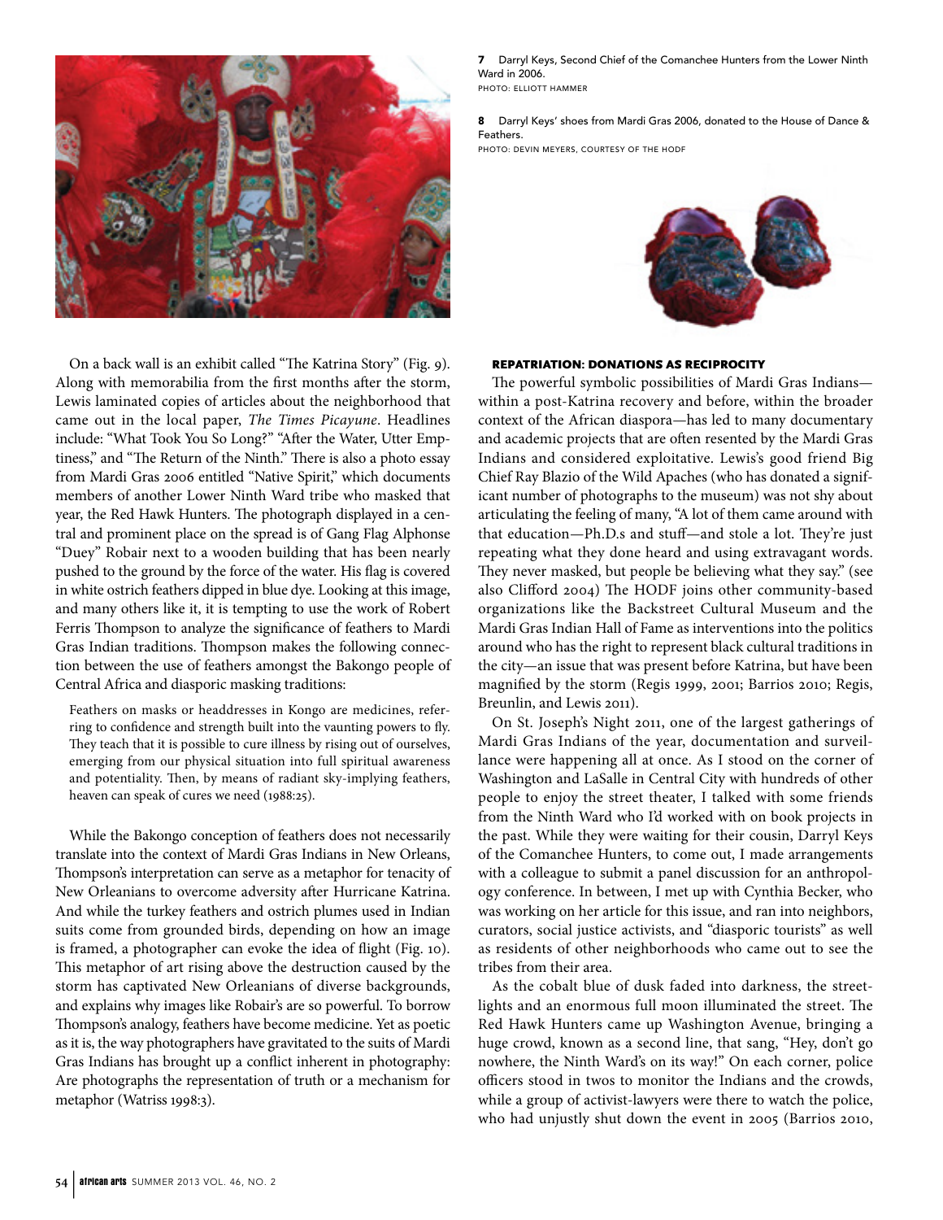7 Darryl Keys, Second Chief of the Comanchee Hunters from the Lower Ninth Ward in 2006.
PHOTO: ELLIOTT HAMMER

8 Darryl Keys' shoes from Mardi Gras 2006, donated to the House of Dance & Feathers.
PHOTO: DEVIN MEYERS, COURTESY OF THE HODF

On a back wall is an exhibit called "The Katrina Story" (Fig. 9). Along with memorabilia from the first months after the storm, Lewis laminated copies of articles about the neighborhood that came out in the local paper, *The Times Picayune*. Headlines include: "What Took You So Long?" "After the Water, Utter Emptiness," and "The Return of the Ninth." There is also a photo essay from Mardi Gras 2006 entitled "Native Spirit," which documents members of another Lower Ninth Ward tribe who masked that year, the Red Hawk Hunters. The photograph displayed in a central and prominent place on the spread is of Gang Flag Alphonse "Duey" Robair next to a wooden building that has been nearly pushed to the ground by the force of the water. His flag is covered in white ostrich feathers dipped in blue dye. Looking at this image, and many others like it, it is tempting to use the work of Robert Ferris Thompson to analyze the significance of feathers to Mardi Gras Indian traditions. Thompson makes the following connection between the use of feathers amongst the Bakongo people of Central Africa and diasporic masking traditions:

> Feathers on masks or headdresses in Kongo are medicines, referring to confidence and strength built into the vaunting powers to fly. They teach that it is possible to cure illness by rising out of ourselves, emerging from our physical situation into full spiritual awareness and potentiality. Then, by means of radiant sky-implying feathers, heaven can speak of cures we need (1988:25).

While the Bakongo conception of feathers does not necessarily translate into the context of Mardi Gras Indians in New Orleans, Thompson's interpretation can serve as a metaphor for tenacity of New Orleanians to overcome adversity after Hurricane Katrina. And while the turkey feathers and ostrich plumes used in Indian suits come from grounded birds, depending on how an image is framed, a photographer can evoke the idea of flight (Fig. 10). This metaphor of art rising above the destruction caused by the storm has captivated New Orleanians of diverse backgrounds, and explains why images like Robair's are so powerful. To borrow Thompson's analogy, feathers have become medicine. Yet as poetic as it is, the way photographers have gravitated to the suits of Mardi Gras Indians has brought up a conflict inherent in photography: Are photographs the representation of truth or a mechanism for metaphor (Watriss 1998:3).

## REPATRIATION: DONATIONS AS RECIPROCITY

The powerful symbolic possibilities of Mardi Gras Indians—within a post-Katrina recovery and before, within the broader context of the African diaspora—has led to many documentary and academic projects that are often resented by the Mardi Gras Indians and considered exploitative. Lewis's good friend Big Chief Ray Blazio of the Wild Apaches (who has donated a significant number of photographs to the museum) was not shy about articulating the feeling of many, "A lot of them came around with that education—Ph.D.s and stuff—and stole a lot. They're just repeating what they done heard and using extravagant words. They never masked, but people be believing what they say." (see also Clifford 2004) The HODF joins other community-based organizations like the Backstreet Cultural Museum and the Mardi Gras Indian Hall of Fame as interventions into the politics around who has the right to represent black cultural traditions in the city—an issue that was present before Katrina, but have been magnified by the storm (Regis 1999, 2001; Barrios 2010; Regis, Breunlin, and Lewis 2011).

On St. Joseph's Night 2011, one of the largest gatherings of Mardi Gras Indians of the year, documentation and surveillance were happening all at once. As I stood on the corner of Washington and LaSalle in Central City with hundreds of other people to enjoy the street theater, I talked with some friends from the Ninth Ward who I'd worked with on book projects in the past. While they were waiting for their cousin, Darryl Keys of the Comanchee Hunters, to come out, I made arrangements with a colleague to submit a panel discussion for an anthropology conference. In between, I met up with Cynthia Becker, who was working on her article for this issue, and ran into neighbors, curators, social justice activists, and "diasporic tourists" as well as residents of other neighborhoods who came out to see the tribes from their area.

As the cobalt blue of dusk faded into darkness, the streetlights and an enormous full moon illuminated the street. The Red Hawk Hunters came up Washington Avenue, bringing a huge crowd, known as a second line, that sang, "Hey, don't go nowhere, the Ninth Ward's on its way!" On each corner, police officers stood in twos to monitor the Indians and the crowds, while a group of activist-lawyers were there to watch the police, who had unjustly shut down the event in 2005 (Barrios 2010,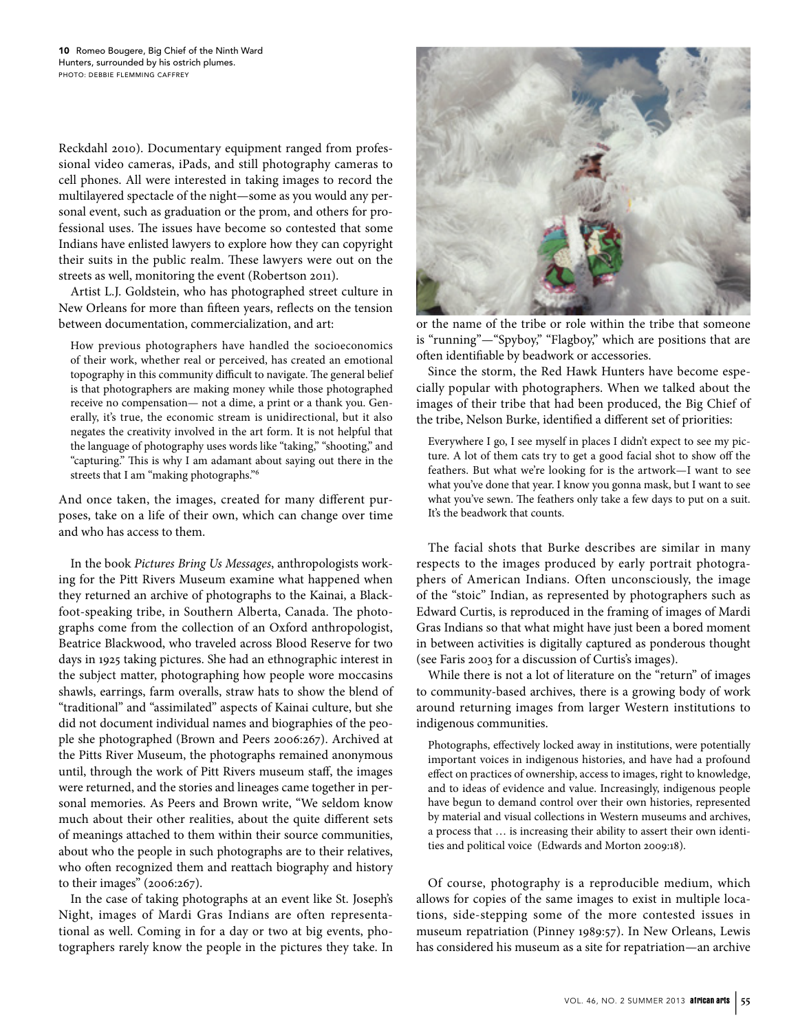10 Romeo Bougere, Big Chief of the Ninth Ward Hunters, surrounded by his ostrich plumes.
PHOTO: DEBBIE FLEMMING CAFFREY

Reckdahl 2010). Documentary equipment ranged from professional video cameras, iPads, and still photography cameras to cell phones. All were interested in taking images to record the multilayered spectacle of the night—some as you would any personal event, such as graduation or the prom, and others for professional uses. The issues have become so contested that some Indians have enlisted lawyers to explore how they can copyright their suits in the public realm. These lawyers were out on the streets as well, monitoring the event (Robertson 2011).

Artist L.J. Goldstein, who has photographed street culture in New Orleans for more than fifteen years, reflects on the tension between documentation, commercialization, and art:

> How previous photographers have handled the socioeconomics of their work, whether real or perceived, has created an emotional topography in this community difficult to navigate. The general belief is that photographers are making money while those photographed receive no compensation— not a dime, a print or a thank you. Generally, it's true, the economic stream is unidirectional, but it also negates the creativity involved in the art form. It is not helpful that the language of photography uses words like "taking," "shooting," and "capturing." This is why I am adamant about saying out there in the streets that I am "making photographs."[6]

And once taken, the images, created for many different purposes, take on a life of their own, which can change over time and who has access to them.

In the book *Pictures Bring Us Messages*, anthropologists working for the Pitt Rivers Museum examine what happened when they returned an archive of photographs to the Kainai, a Blackfoot-speaking tribe, in Southern Alberta, Canada. The photographs come from the collection of an Oxford anthropologist, Beatrice Blackwood, who traveled across Blood Reserve for two days in 1925 taking pictures. She had an ethnographic interest in the subject matter, photographing how people wore moccasins shawls, earrings, farm overalls, straw hats to show the blend of "traditional" and "assimilated" aspects of Kainai culture, but she did not document individual names and biographies of the people she photographed (Brown and Peers 2006:267). Archived at the Pitts River Museum, the photographs remained anonymous until, through the work of Pitt Rivers museum staff, the images were returned, and the stories and lineages came together in personal memories. As Peers and Brown write, "We seldom know much about their other realities, about the quite different sets of meanings attached to them within their source communities, about who the people in such photographs are to their relatives, who often recognized them and reattach biography and history to their images" (2006:267).

In the case of taking photographs at an event like St. Joseph's Night, images of Mardi Gras Indians are often representational as well. Coming in for a day or two at big events, photographers rarely know the people in the pictures they take. In or the name of the tribe or role within the tribe that someone is "running"—"Spyboy," "Flagboy," which are positions that are often identifiable by beadwork or accessories.

Since the storm, the Red Hawk Hunters have become especially popular with photographers. When we talked about the images of their tribe that had been produced, the Big Chief of the tribe, Nelson Burke, identified a different set of priorities:

> Everywhere I go, I see myself in places I didn't expect to see my picture. A lot of them cats try to get a good facial shot to show off the feathers. But what we're looking for is the artwork—I want to see what you've done that year. I know you gonna mask, but I want to see what you've sewn. The feathers only take a few days to put on a suit. It's the beadwork that counts.

The facial shots that Burke describes are similar in many respects to the images produced by early portrait photographers of American Indians. Often unconsciously, the image of the "stoic" Indian, as represented by photographers such as Edward Curtis, is reproduced in the framing of images of Mardi Gras Indians so that what might have just been a bored moment in between activities is digitally captured as ponderous thought (see Faris 2003 for a discussion of Curtis's images).

While there is not a lot of literature on the "return" of images to community-based archives, there is a growing body of work around returning images from larger Western institutions to indigenous communities.

> Photographs, effectively locked away in institutions, were potentially important voices in indigenous histories, and have had a profound effect on practices of ownership, access to images, right to knowledge, and to ideas of evidence and value. Increasingly, indigenous people have begun to demand control over their own histories, represented by material and visual collections in Western museums and archives, a process that … is increasing their ability to assert their own identities and political voice (Edwards and Morton 2009:18).

Of course, photography is a reproducible medium, which allows for copies of the same images to exist in multiple locations, side-stepping some of the more contested issues in museum repatriation (Pinney 1989:57). In New Orleans, Lewis has considered his museum as a site for repatriation—an archive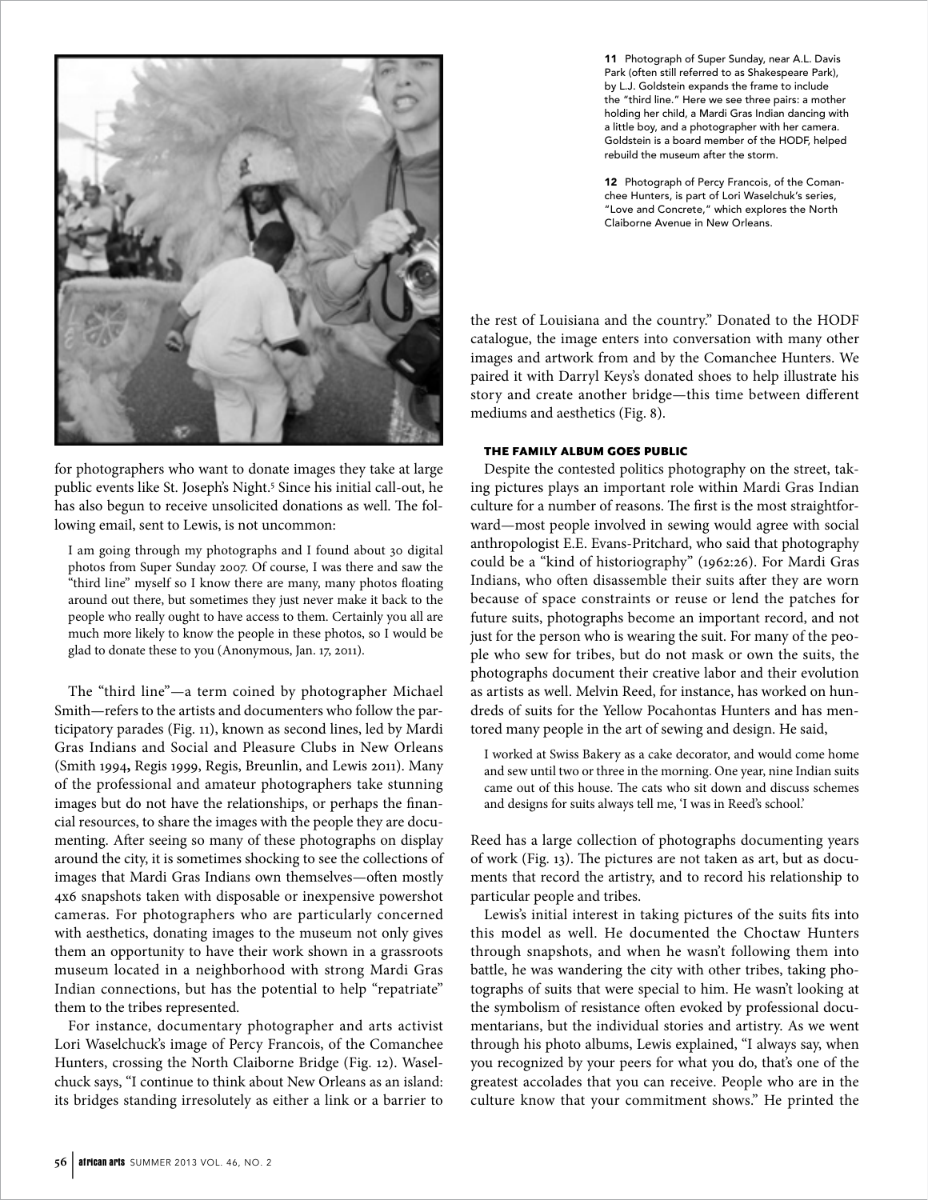11 Photograph of Super Sunday, near A.L. Davis Park (often still referred to as Shakespeare Park), by L.J. Goldstein expands the frame to include the "third line." Here we see three pairs: a mother holding her child, a Mardi Gras Indian dancing with a little boy, and a photographer with her camera. Goldstein is a board member of the HODF, helped rebuild the museum after the storm.

12 Photograph of Percy Francois, of the Comanchee Hunters, is part of Lori Waselchuk's series, "Love and Concrete," which explores the North Claiborne Avenue in New Orleans.

for photographers who want to donate images they take at large public events like St. Joseph's Night.[5] Since his initial call-out, he has also begun to receive unsolicited donations as well. The following email, sent to Lewis, is not uncommon:

> I am going through my photographs and I found about 30 digital photos from Super Sunday 2007. Of course, I was there and saw the "third line" myself so I know there are many, many photos floating around out there, but sometimes they just never make it back to the people who really ought to have access to them. Certainly you all are much more likely to know the people in these photos, so I would be glad to donate these to you (Anonymous, Jan. 17, 2011).

The "third line"—a term coined by photographer Michael Smith—refers to the artists and documenters who follow the participatory parades (Fig. 11), known as second lines, led by Mardi Gras Indians and Social and Pleasure Clubs in New Orleans (Smith 1994, Regis 1999, Regis, Breunlin, and Lewis 2011). Many of the professional and amateur photographers take stunning images but do not have the relationships, or perhaps the financial resources, to share the images with the people they are documenting. After seeing so many of these photographs on display around the city, it is sometimes shocking to see the collections of images that Mardi Gras Indians own themselves—often mostly 4x6 snapshots taken with disposable or inexpensive powershot cameras. For photographers who are particularly concerned with aesthetics, donating images to the museum not only gives them an opportunity to have their work shown in a grassroots museum located in a neighborhood with strong Mardi Gras Indian connections, but has the potential to help "repatriate" them to the tribes represented.

For instance, documentary photographer and arts activist Lori Waselchuck's image of Percy Francois, of the Comanchee Hunters, crossing the North Claiborne Bridge (Fig. 12). Waselchuck says, "I continue to think about New Orleans as an island: its bridges standing irresolutely as either a link or a barrier to the rest of Louisiana and the country." Donated to the HODF catalogue, the image enters into conversation with many other images and artwork from and by the Comanchee Hunters. We paired it with Darryl Keys's donated shoes to help illustrate his story and create another bridge—this time between different mediums and aesthetics (Fig. 8).

### THE FAMILY ALBUM GOES PUBLIC

Despite the contested politics photography on the street, taking pictures plays an important role within Mardi Gras Indian culture for a number of reasons. The first is the most straightforward—most people involved in sewing would agree with social anthropologist E.E. Evans-Pritchard, who said that photography could be a "kind of historiography" (1962:26). For Mardi Gras Indians, who often disassemble their suits after they are worn because of space constraints or reuse or lend the patches for future suits, photographs become an important record, and not just for the person who is wearing the suit. For many of the people who sew for tribes, but do not mask or own the suits, the photographs document their creative labor and their evolution as artists as well. Melvin Reed, for instance, has worked on hundreds of suits for the Yellow Pocahontas Hunters and has mentored many people in the art of sewing and design. He said,

> I worked at Swiss Bakery as a cake decorator, and would come home and sew until two or three in the morning. One year, nine Indian suits came out of this house. The cats who sit down and discuss schemes and designs for suits always tell me, 'I was in Reed's school.'

Reed has a large collection of photographs documenting years of work (Fig. 13). The pictures are not taken as art, but as documents that record the artistry, and to record his relationship to particular people and tribes.

Lewis's initial interest in taking pictures of the suits fits into this model as well. He documented the Choctaw Hunters through snapshots, and when he wasn't following them into battle, he was wandering the city with other tribes, taking photographs of suits that were special to him. He wasn't looking at the symbolism of resistance often evoked by professional documentarians, but the individual stories and artistry. As we went through his photo albums, Lewis explained, "I always say, when you recognized by your peers for what you do, that's one of the greatest accolades that you can receive. People who are in the culture know that your commitment shows." He printed the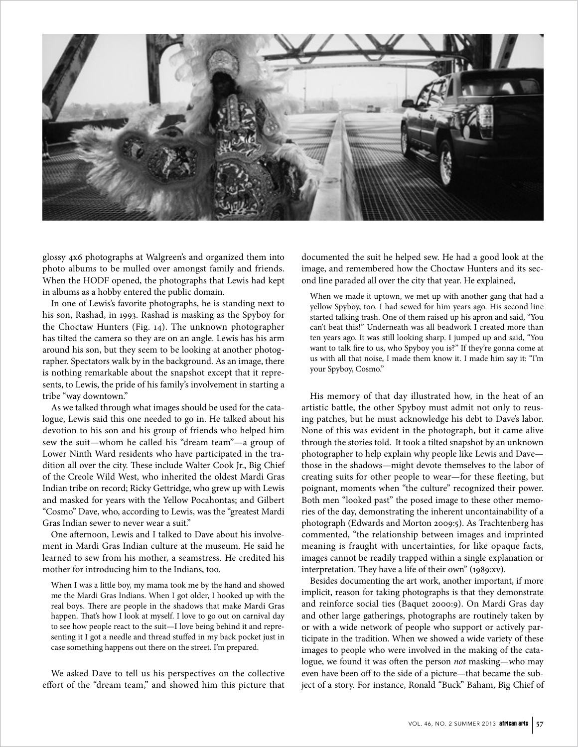glossy 4x6 photographs at Walgreen's and organized them into photo albums to be mulled over amongst family and friends. When the HODF opened, the photographs that Lewis had kept in albums as a hobby entered the public domain.

In one of Lewis's favorite photographs, he is standing next to his son, Rashad, in 1993. Rashad is masking as the Spyboy for the Choctaw Hunters (Fig. 14). The unknown photographer has tilted the camera so they are on an angle. Lewis has his arm around his son, but they seem to be looking at another photographer. Spectators walk by in the background. As an image, there is nothing remarkable about the snapshot except that it represents, to Lewis, the pride of his family's involvement in starting a tribe "way downtown."

As we talked through what images should be used for the catalogue, Lewis said this one needed to go in. He talked about his devotion to his son and his group of friends who helped him sew the suit—whom he called his "dream team"—a group of Lower Ninth Ward residents who have participated in the tradition all over the city. These include Walter Cook Jr., Big Chief of the Creole Wild West, who inherited the oldest Mardi Gras Indian tribe on record; Ricky Gettridge, who grew up with Lewis and masked for years with the Yellow Pocahontas; and Gilbert "Cosmo" Dave, who, according to Lewis, was the "greatest Mardi Gras Indian sewer to never wear a suit."

One afternoon, Lewis and I talked to Dave about his involvement in Mardi Gras Indian culture at the museum. He said he learned to sew from his mother, a seamstress. He credited his mother for introducing him to the Indians, too.

> When I was a little boy, my mama took me by the hand and showed me the Mardi Gras Indians. When I got older, I hooked up with the real boys. There are people in the shadows that make Mardi Gras happen. That's how I look at myself. I love to go out on carnival day to see how people react to the suit—I love being behind it and representing it I got a needle and thread stuffed in my back pocket just in case something happens out there on the street. I'm prepared.

We asked Dave to tell us his perspectives on the collective effort of the "dream team," and showed him this picture that documented the suit he helped sew. He had a good look at the image, and remembered how the Choctaw Hunters and its second line paraded all over the city that year. He explained,

> When we made it uptown, we met up with another gang that had a yellow Spyboy, too. I had sewed for him years ago. His second line started talking trash. One of them raised up his apron and said, "You can't beat this!" Underneath was all beadwork I created more than ten years ago. It was still looking sharp. I jumped up and said, "You want to talk fire to us, who Spyboy you is?" If they're gonna come at us with all that noise, I made them know it. I made him say it: "I'm your Spyboy, Cosmo."

His memory of that day illustrated how, in the heat of an artistic battle, the other Spyboy must admit not only to reusing patches, but he must acknowledge his debt to Dave's labor. None of this was evident in the photograph, but it came alive through the stories told. It took a tilted snapshot by an unknown photographer to help explain why people like Lewis and Dave—those in the shadows—might devote themselves to the labor of creating suits for other people to wear—for these fleeting, but poignant, moments when "the culture" recognized their power. Both men "looked past" the posed image to these other memories of the day, demonstrating the inherent uncontainability of a photograph (Edwards and Morton 2009:5). As Trachtenberg has commented, "the relationship between images and imprinted meaning is fraught with uncertainties, for like opaque facts, images cannot be readily trapped within a single explanation or interpretation. They have a life of their own" (1989:xv).

Besides documenting the art work, another important, if more implicit, reason for taking photographs is that they demonstrate and reinforce social ties (Baquet 2000:9). On Mardi Gras day and other large gatherings, photographs are routinely taken by or with a wide network of people who support or actively participate in the tradition. When we showed a wide variety of these images to people who were involved in the making of the catalogue, we found it was often the person *not* masking—who may even have been off to the side of a picture—that became the subject of a story. For instance, Ronald "Buck" Baham, Big Chief of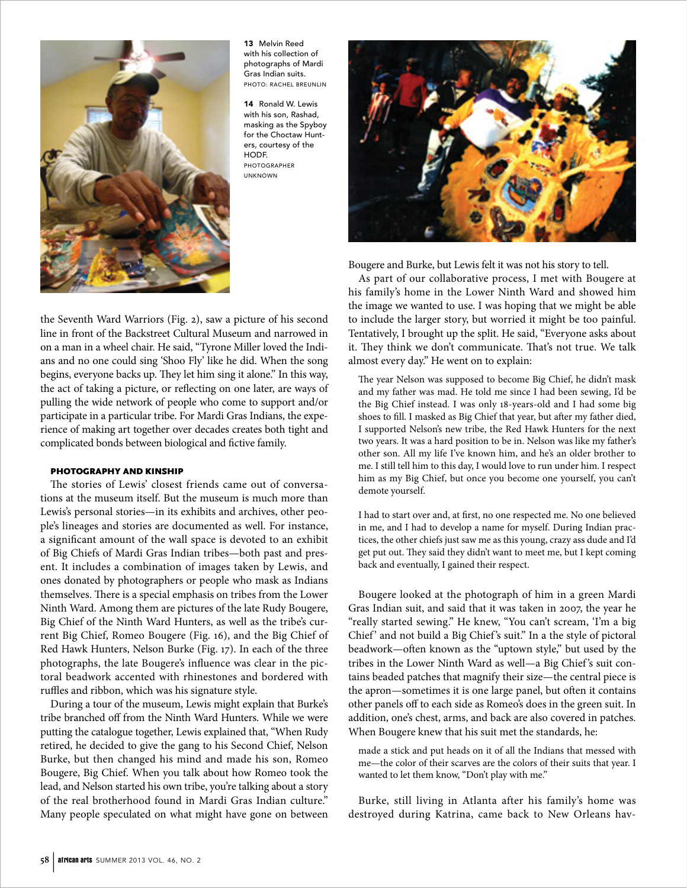13 Melvin Reed with his collection of photographs of Mardi Gras Indian suits. PHOTO: RACHEL BREUNLIN

14 Ronald W. Lewis with his son, Rashad, masking as the Spyboy for the Choctaw Hunters, courtesy of the HODF. PHOTOGRAPHER UNKNOWN

the Seventh Ward Warriors (Fig. 2), saw a picture of his second line in front of the Backstreet Cultural Museum and narrowed in on a man in a wheel chair. He said, "Tyrone Miller loved the Indians and no one could sing 'Shoo Fly' like he did. When the song begins, everyone backs up. They let him sing it alone." In this way, the act of taking a picture, or reflecting on one later, are ways of pulling the wide network of people who come to support and/or participate in a particular tribe. For Mardi Gras Indians, the experience of making art together over decades creates both tight and complicated bonds between biological and fictive family.

### PHOTOGRAPHY AND KINSHIP

The stories of Lewis' closest friends came out of conversations at the museum itself. But the museum is much more than Lewis's personal stories—in its exhibits and archives, other people's lineages and stories are documented as well. For instance, a significant amount of the wall space is devoted to an exhibit of Big Chiefs of Mardi Gras Indian tribes—both past and present. It includes a combination of images taken by Lewis, and ones donated by photographers or people who mask as Indians themselves. There is a special emphasis on tribes from the Lower Ninth Ward. Among them are pictures of the late Rudy Bougere, Big Chief of the Ninth Ward Hunters, as well as the tribe's current Big Chief, Romeo Bougere (Fig. 16), and the Big Chief of Red Hawk Hunters, Nelson Burke (Fig. 17). In each of the three photographs, the late Bougere's influence was clear in the pictoral beadwork accented with rhinestones and bordered with ruffles and ribbon, which was his signature style.

During a tour of the museum, Lewis might explain that Burke's tribe branched off from the Ninth Ward Hunters. While we were putting the catalogue together, Lewis explained that, "When Rudy retired, he decided to give the gang to his Second Chief, Nelson Burke, but then changed his mind and made his son, Romeo Bougere, Big Chief. When you talk about how Romeo took the lead, and Nelson started his own tribe, you're talking about a story of the real brotherhood found in Mardi Gras Indian culture." Many people speculated on what might have gone on between Bougere and Burke, but Lewis felt it was not his story to tell.

As part of our collaborative process, I met with Bougere at his family's home in the Lower Ninth Ward and showed him the image we wanted to use. I was hoping that we might be able to include the larger story, but worried it might be too painful. Tentatively, I brought up the split. He said, "Everyone asks about it. They think we don't communicate. That's not true. We talk almost every day." He went on to explain:

> The year Nelson was supposed to become Big Chief, he didn't mask and my father was mad. He told me since I had been sewing, I'd be the Big Chief instead. I was only 18-years-old and I had some big shoes to fill. I masked as Big Chief that year, but after my father died, I supported Nelson's new tribe, the Red Hawk Hunters for the next two years. It was a hard position to be in. Nelson was like my father's other son. All my life I've known him, and he's an older brother to me. I still tell him to this day, I would love to run under him. I respect him as my Big Chief, but once you become one yourself, you can't demote yourself.
>
> I had to start over and, at first, no one respected me. No one believed in me, and I had to develop a name for myself. During Indian practices, the other chiefs just saw me as this young, crazy ass dude and I'd get put out. They said they didn't want to meet me, but I kept coming back and eventually, I gained their respect.

Bougere looked at the photograph of him in a green Mardi Gras Indian suit, and said that it was taken in 2007, the year he "really started sewing." He knew, "You can't scream, 'I'm a big Chief' and not build a Big Chief's suit." In a the style of pictoral beadwork—often known as the "uptown style," but used by the tribes in the Lower Ninth Ward as well—a Big Chief's suit contains beaded patches that magnify their size—the central piece is the apron—sometimes it is one large panel, but often it contains other panels off to each side as Romeo's does in the green suit. In addition, one's chest, arms, and back are also covered in patches. When Bougere knew that his suit met the standards, he:

> made a stick and put heads on it of all the Indians that messed with me—the color of their scarves are the colors of their suits that year. I wanted to let them know, "Don't play with me."

Burke, still living in Atlanta after his family's home was destroyed during Katrina, came back to New Orleans hav-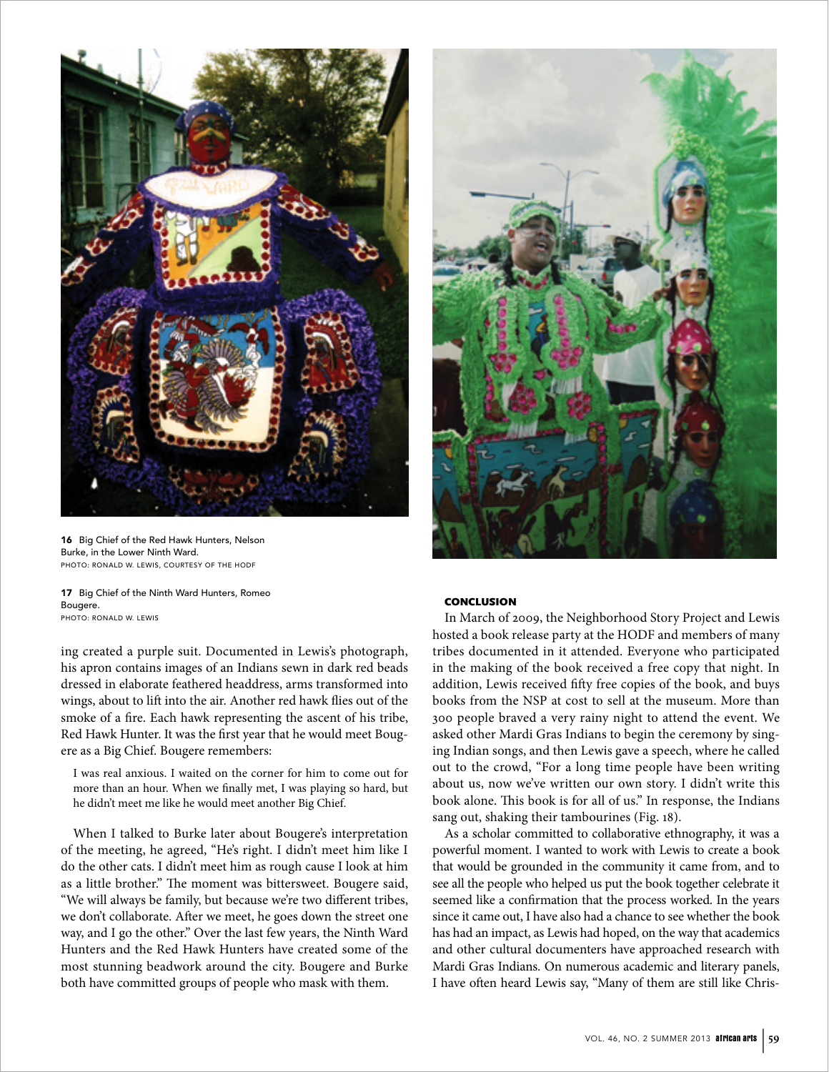16 Big Chief of the Red Hawk Hunters, Nelson Burke, in the Lower Ninth Ward.
PHOTO: RONALD W. LEWIS, COURTESY OF THE HODF

17 Big Chief of the Ninth Ward Hunters, Romeo Bougere.
PHOTO: RONALD W. LEWIS

ing created a purple suit. Documented in Lewis's photograph, his apron contains images of an Indians sewn in dark red beads dressed in elaborate feathered headdress, arms transformed into wings, about to lift into the air. Another red hawk flies out of the smoke of a fire. Each hawk representing the ascent of his tribe, Red Hawk Hunter. It was the first year that he would meet Bougere as a Big Chief. Bougere remembers:

> I was real anxious. I waited on the corner for him to come out for more than an hour. When we finally met, I was playing so hard, but he didn't meet me like he would meet another Big Chief.

When I talked to Burke later about Bougere's interpretation of the meeting, he agreed, "He's right. I didn't meet him like I do the other cats. I didn't meet him as rough cause I look at him as a little brother." The moment was bittersweet. Bougere said, "We will always be family, but because we're two different tribes, we don't collaborate. After we meet, he goes down the street one way, and I go the other." Over the last few years, the Ninth Ward Hunters and the Red Hawk Hunters have created some of the most stunning beadwork around the city. Bougere and Burke both have committed groups of people who mask with them.

## CONCLUSION

In March of 2009, the Neighborhood Story Project and Lewis hosted a book release party at the HODF and members of many tribes documented in it attended. Everyone who participated in the making of the book received a free copy that night. In addition, Lewis received fifty free copies of the book, and buys books from the NSP at cost to sell at the museum. More than 300 people braved a very rainy night to attend the event. We asked other Mardi Gras Indians to begin the ceremony by singing Indian songs, and then Lewis gave a speech, where he called out to the crowd, "For a long time people have been writing about us, now we've written our own story. I didn't write this book alone. This book is for all of us." In response, the Indians sang out, shaking their tambourines (Fig. 18).

As a scholar committed to collaborative ethnography, it was a powerful moment. I wanted to work with Lewis to create a book that would be grounded in the community it came from, and to see all the people who helped us put the book together celebrate it seemed like a confirmation that the process worked. In the years since it came out, I have also had a chance to see whether the book has had an impact, as Lewis had hoped, on the way that academics and other cultural documenters have approached research with Mardi Gras Indians. On numerous academic and literary panels, I have often heard Lewis say, "Many of them are still like Chris-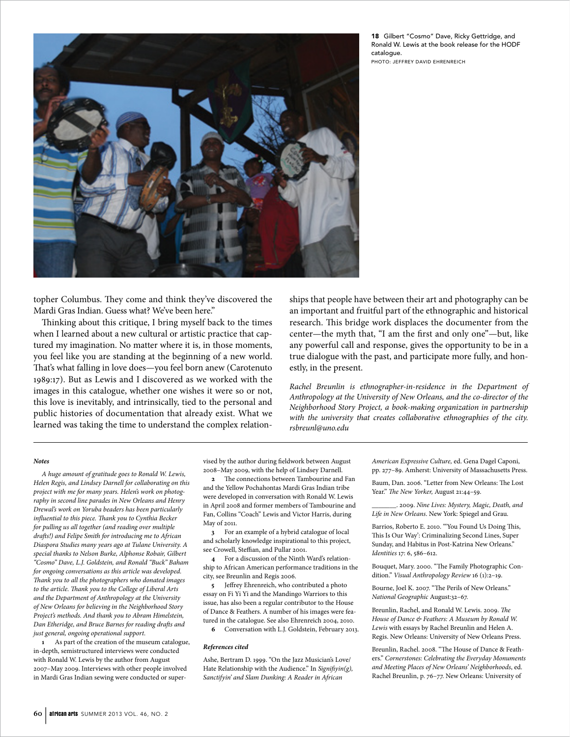18 Gilbert "Cosmo" Dave, Ricky Gettridge, and Ronald W. Lewis at the book release for the HODF catalogue.
PHOTO: JEFFREY DAVID EHRENREICH

topher Columbus. They come and think they've discovered the Mardi Gras Indian. Guess what? We've been here."

Thinking about this critique, I bring myself back to the times when I learned about a new cultural or artistic practice that captured my imagination. No matter where it is, in those moments, you feel like you are standing at the beginning of a new world. That's what falling in love does—you feel born anew (Carotenuto 1989:17). But as Lewis and I discovered as we worked with the images in this catalogue, whether one wishes it were so or not, this love is inevitably, and intrinsically, tied to the personal and public histories of documentation that already exist. What we learned was taking the time to understand the complex relationships that people have between their art and photography can be an important and fruitful part of the ethnographic and historical research. This bridge work displaces the documenter from the center—the myth that, "I am the first and only one"—but, like any powerful call and response, gives the opportunity to be in a true dialogue with the past, and participate more fully, and honestly, in the present.

*Rachel Breunlin is ethnographer-in-residence in the Department of Anthropology at the University of New Orleans, and the co-director of the Neighborhood Story Project, a book-making organization in partnership with the university that creates collaborative ethnographies of the city. rsbreunl@uno.edu*

---

### Notes

*A huge amount of gratitude goes to Ronald W. Lewis, Helen Regis, and Lindsey Darnell for collaborating on this project with me for many years. Helen's work on photography in second line parades in New Orleans and Henry Drewal's work on Yoruba beaders has been particularly influential to this piece. Thank you to Cynthia Becker for pulling us all together (and reading over multiple drafts!) and Felipe Smith for introducing me to African Diaspora Studies many years ago at Tulane University. A special thanks to Nelson Burke, Alphonse Robair, Gilbert "Cosmo" Dave, L.J. Goldstein, and Ronald "Buck" Baham for ongoing conversations as this article was developed. Thank you to all the photographers who donated images to the article. Thank you to the College of Liberal Arts and the Department of Anthropology at the University of New Orleans for believing in the Neighborhood Story Project's methods. And thank you to Abram Himelstein, Dan Etheridge, and Bruce Barnes for reading drafts and just general, ongoing operational support.*

1 As part of the creation of the museum catalogue, in-depth, semistructured interviews were conducted with Ronald W. Lewis by the author from August 2007–May 2009. Interviews with other people involved in Mardi Gras Indian sewing were conducted or supervised by the author during fieldwork between August 2008–May 2009, with the help of Lindsey Darnell.

2 The connections between Tambourine and Fan and the Yellow Pochahontas Mardi Gras Indian tribe were developed in conversation with Ronald W. Lewis in April 2008 and former members of Tambourine and Fan, Collins "Coach" Lewis and Victor Harris, during May of 2011.

3 For an example of a hybrid catalogue of local and scholarly knowledge inspirational to this project, see Crowell, Steffian, and Pullar 2001.

4 For a discussion of the Ninth Ward's relationship to African American performance traditions in the city, see Breunlin and Regis 2006.

5 Jeffrey Ehrenreich, who contributed a photo essay on Fi Yi Yi and the Mandingo Warriors to this issue, has also been a regular contributor to the House of Dance & Feathers. A number of his images were featured in the catalogue. See also Ehrenreich 2004, 2010.

6 Conversation with L.J. Goldstein, February 2013.

### References cited

Ashe, Bertram D. 1999. "On the Jazz Musician's Love/Hate Relationship with the Audience." In *Signifiyin(g), Sanctifyin' and Slam Dunking: A Reader in African American Expressive Culture*, ed. Gena Dagel Caponi, pp. 277–89. Amherst: University of Massachusetts Press.

Baum, Dan. 2006. "Letter from New Orleans: The Lost Year." *The New Yorker,* August 21:44–59.

_______. 2009. *Nine Lives: Mystery, Magic, Death, and Life in New Orleans*. New York: Spiegel and Grau.

Barrios, Roberto E. 2010. "'You Found Us Doing This, This Is Our Way': Criminalizing Second Lines, Super Sunday, and Habitus in Post-Katrina New Orleans." *Identities* 17: 6, 586–612.

Bouquet, Mary. 2000. "The Family Photographic Condition." *Visual Anthropology Review* 16 (1):2–19.

Bourne, Joel K. 2007. "The Perils of New Orleans." *National Geographic* August:32–67.

Breunlin, Rachel, and Ronald W. Lewis. 2009. *The House of Dance & Feathers: A Museum by Ronald W. Lewis* with essays by Rachel Breunlin and Helen A. Regis. New Orleans: University of New Orleans Press.

Breunlin, Rachel. 2008. "The House of Dance & Feathers." *Cornerstones: Celebrating the Everyday Monuments and Meeting Places of New Orleans' Neighborhoods*, ed. Rachel Breunlin, p. 76–77. New Orleans: University of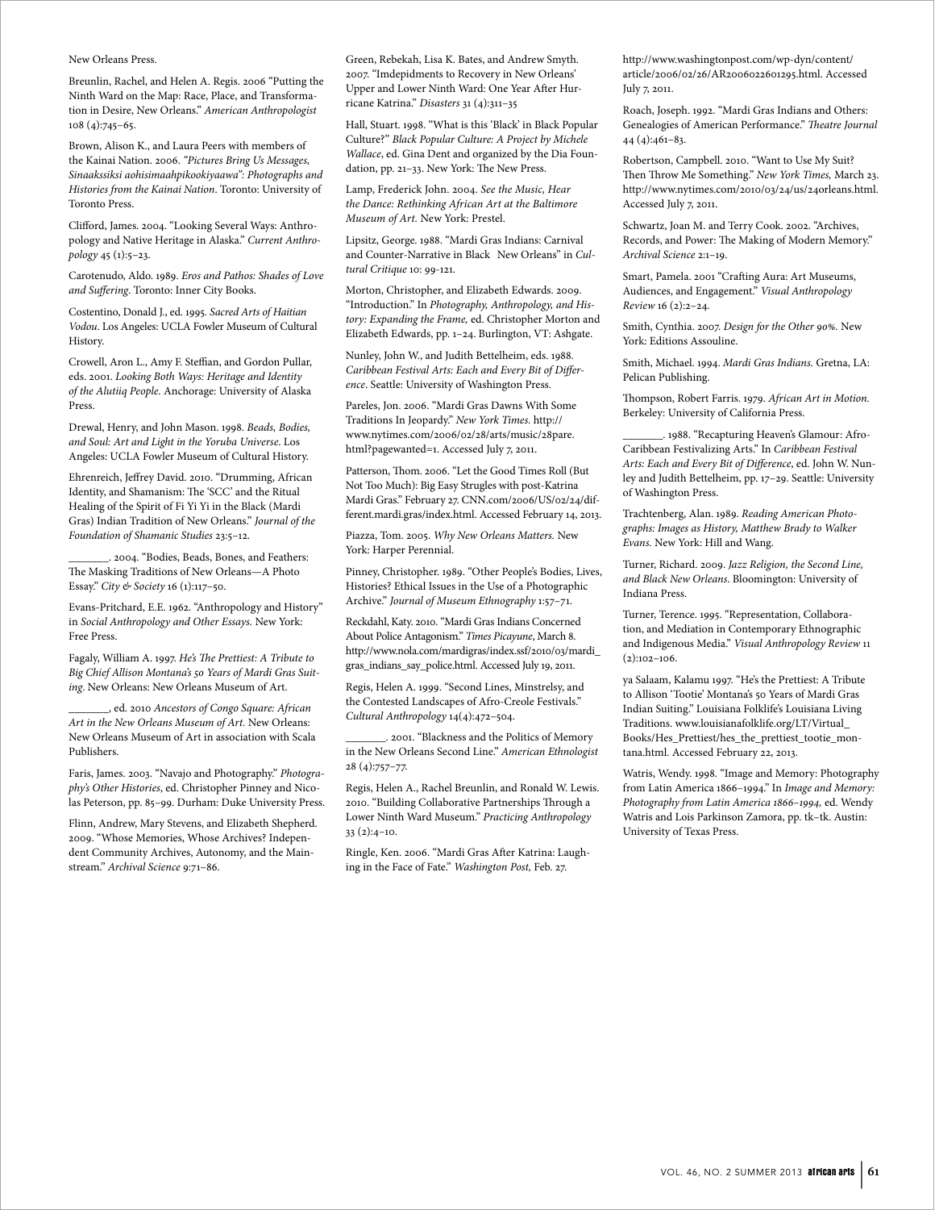New Orleans Press.

Breunlin, Rachel, and Helen A. Regis. 2006 "Putting the Ninth Ward on the Map: Race, Place, and Transformation in Desire, New Orleans." *American Anthropologist* 108 (4):745–65.

Brown, Alison K., and Laura Peers with members of the Kainai Nation. 2006. *"Pictures Bring Us Messages, Sinaakssiksi aohisimaahpikookiyaawa": Photographs and Histories from the Kainai Nation*. Toronto: University of Toronto Press.

Clifford, James. 2004. "Looking Several Ways: Anthropology and Native Heritage in Alaska." *Current Anthropology* 45 (1):5–23.

Carotenudo, Aldo. 1989. *Eros and Pathos: Shades of Love and Suffering*. Toronto: Inner City Books.

Costentino, Donald J., ed. 1995. *Sacred Arts of Haitian Vodou*. Los Angeles: UCLA Fowler Museum of Cultural History.

Crowell, Aron L., Amy F. Steffian, and Gordon Pullar, eds. 2001. *Looking Both Ways: Heritage and Identity of the Alutiiq People.* Anchorage: University of Alaska Press.

Drewal, Henry, and John Mason. 1998. *Beads, Bodies, and Soul: Art and Light in the Yoruba Universe*. Los Angeles: UCLA Fowler Museum of Cultural History.

Ehrenreich, Jeffrey David. 2010. "Drumming, African Identity, and Shamanism: The 'SCC' and the Ritual Healing of the Spirit of Fi Yi Yi in the Black (Mardi Gras) Indian Tradition of New Orleans." *Journal of the Foundation of Shamanic Studies* 23:5–12.

_______. 2004. "Bodies, Beads, Bones, and Feathers: The Masking Traditions of New Orleans—A Photo Essay." *City & Society* 16 (1):117–50.

Evans-Pritchard, E.E. 1962. "Anthropology and History" in *Social Anthropology and Other Essays.* New York: Free Press.

Fagaly, William A. 1997. *He's The Prettiest: A Tribute to Big Chief Allison Montana's 50 Years of Mardi Gras Suiting*. New Orleans: New Orleans Museum of Art.

_______, ed. 2010 *Ancestors of Congo Square: African Art in the New Orleans Museum of Art.* New Orleans: New Orleans Museum of Art in association with Scala Publishers.

Faris, James. 2003. "Navajo and Photography." *Photography's Other Histories*, ed. Christopher Pinney and Nicolas Peterson, pp. 85–99. Durham: Duke University Press.

Flinn, Andrew, Mary Stevens, and Elizabeth Shepherd. 2009. "Whose Memories, Whose Archives? Independent Community Archives, Autonomy, and the Mainstream." *Archival Science* 9:71–86.

Green, Rebekah, Lisa K. Bates, and Andrew Smyth. 2007. "Imdepidments to Recovery in New Orleans' Upper and Lower Ninth Ward: One Year After Hurricane Katrina." *Disasters* 31 (4):311–35

Hall, Stuart. 1998. "What is this 'Black' in Black Popular Culture?" *Black Popular Culture: A Project by Michele Wallace*, ed. Gina Dent and organized by the Dia Foundation, pp. 21–33. New York: The New Press.

Lamp, Frederick John. 2004. *See the Music, Hear the Dance: Rethinking African Art at the Baltimore Museum of Art.* New York: Prestel.

Lipsitz, George. 1988. "Mardi Gras Indians: Carnival and Counter-Narrative in Black New Orleans" in *Cultural Critique* 10: 99-121.

Morton, Christopher, and Elizabeth Edwards. 2009. "Introduction." In *Photography, Anthropology, and History: Expanding the Frame,* ed. Christopher Morton and Elizabeth Edwards, pp. 1–24. Burlington, VT: Ashgate.

Nunley, John W., and Judith Bettelheim, eds. 1988. *Caribbean Festival Arts: Each and Every Bit of Difference*. Seattle: University of Washington Press.

Pareles, Jon. 2006. "Mardi Gras Dawns With Some Traditions In Jeopardy." *New York Times.* http://www.nytimes.com/2006/02/28/arts/music/28pare.html?pagewanted=1. Accessed July 7, 2011.

Patterson, Thom. 2006. "Let the Good Times Roll (But Not Too Much): Big Easy Strugles with post-Katrina Mardi Gras." February 27. CNN.com/2006/US/02/24/different.mardi.gras/index.html. Accessed February 14, 2013.

Piazza, Tom. 2005. *Why New Orleans Matters.* New York: Harper Perennial.

Pinney, Christopher. 1989. "Other People's Bodies, Lives, Histories? Ethical Issues in the Use of a Photographic Archive." *Journal of Museum Ethnography* 1:57–71.

Reckdahl, Katy. 2010. "Mardi Gras Indians Concerned About Police Antagonism." *Times Picayune*, March 8. http://www.nola.com/mardigras/index.ssf/2010/03/mardi_gras_indians_say_police.html. Accessed July 19, 2011.

Regis, Helen A. 1999. "Second Lines, Minstrelsy, and the Contested Landscapes of Afro-Creole Festivals." *Cultural Anthropology* 14(4):472–504.

_______. 2001. "Blackness and the Politics of Memory in the New Orleans Second Line." *American Ethnologist* 28 (4):757–77.

Regis, Helen A., Rachel Breunlin, and Ronald W. Lewis. 2010. "Building Collaborative Partnerships Through a Lower Ninth Ward Museum." *Practicing Anthropology* 33 (2):4–10.

Ringle, Ken. 2006. "Mardi Gras After Katrina: Laughing in the Face of Fate." *Washington Post,* Feb. 27. http://www.washingtonpost.com/wp-dyn/content/article/2006/02/26/AR2006022601295.html. Accessed July 7, 2011.

Roach, Joseph. 1992. "Mardi Gras Indians and Others: Genealogies of American Performance." *Theatre Journal* 44 (4):461–83.

Robertson, Campbell. 2010. "Want to Use My Suit? Then Throw Me Something." *New York Times,* March 23. http://www.nytimes.com/2010/03/24/us/24orleans.html. Accessed July 7, 2011.

Schwartz, Joan M. and Terry Cook. 2002. "Archives, Records, and Power: The Making of Modern Memory." *Archival Science* 2:1–19.

Smart, Pamela. 2001 "Crafting Aura: Art Museums, Audiences, and Engagement." *Visual Anthropology Review* 16 (2):2–24.

Smith, Cynthia. 2007. *Design for the Other 90%.* New York: Editions Assouline.

Smith, Michael. 1994. *Mardi Gras Indians.* Gretna, LA: Pelican Publishing.

Thompson, Robert Farris. 1979. *African Art in Motion.* Berkeley: University of California Press.

_______. 1988. "Recapturing Heaven's Glamour: Afro-Caribbean Festivalizing Arts." In *Caribbean Festival Arts: Each and Every Bit of Difference*, ed. John W. Nunley and Judith Bettelheim, pp. 17–29. Seattle: University of Washington Press.

Trachtenberg, Alan. 1989. *Reading American Photographs: Images as History, Matthew Brady to Walker Evans.* New York: Hill and Wang.

Turner, Richard. 2009. *Jazz Religion, the Second Line, and Black New Orleans*. Bloomington: University of Indiana Press.

Turner, Terence. 1995. "Representation, Collaboration, and Mediation in Contemporary Ethnographic and Indigenous Media." *Visual Anthropology Review* 11 (2):102–106.

ya Salaam, Kalamu 1997. "He's the Prettiest: A Tribute to Allison 'Tootie' Montana's 50 Years of Mardi Gras Indian Suiting." Louisiana Folklife's Louisiana Living Traditions. www.louisianafolklife.org/LT/Virtual_Books/Hes_Prettiest/hes_the_prettiest_tootie_montana.html. Accessed February 22, 2013.

Watris, Wendy. 1998. "Image and Memory: Photography from Latin America 1866–1994." In *Image and Memory: Photography from Latin America 1866–1994,* ed. Wendy Watris and Lois Parkinson Zamora, pp. tk–tk. Austin: University of Texas Press.